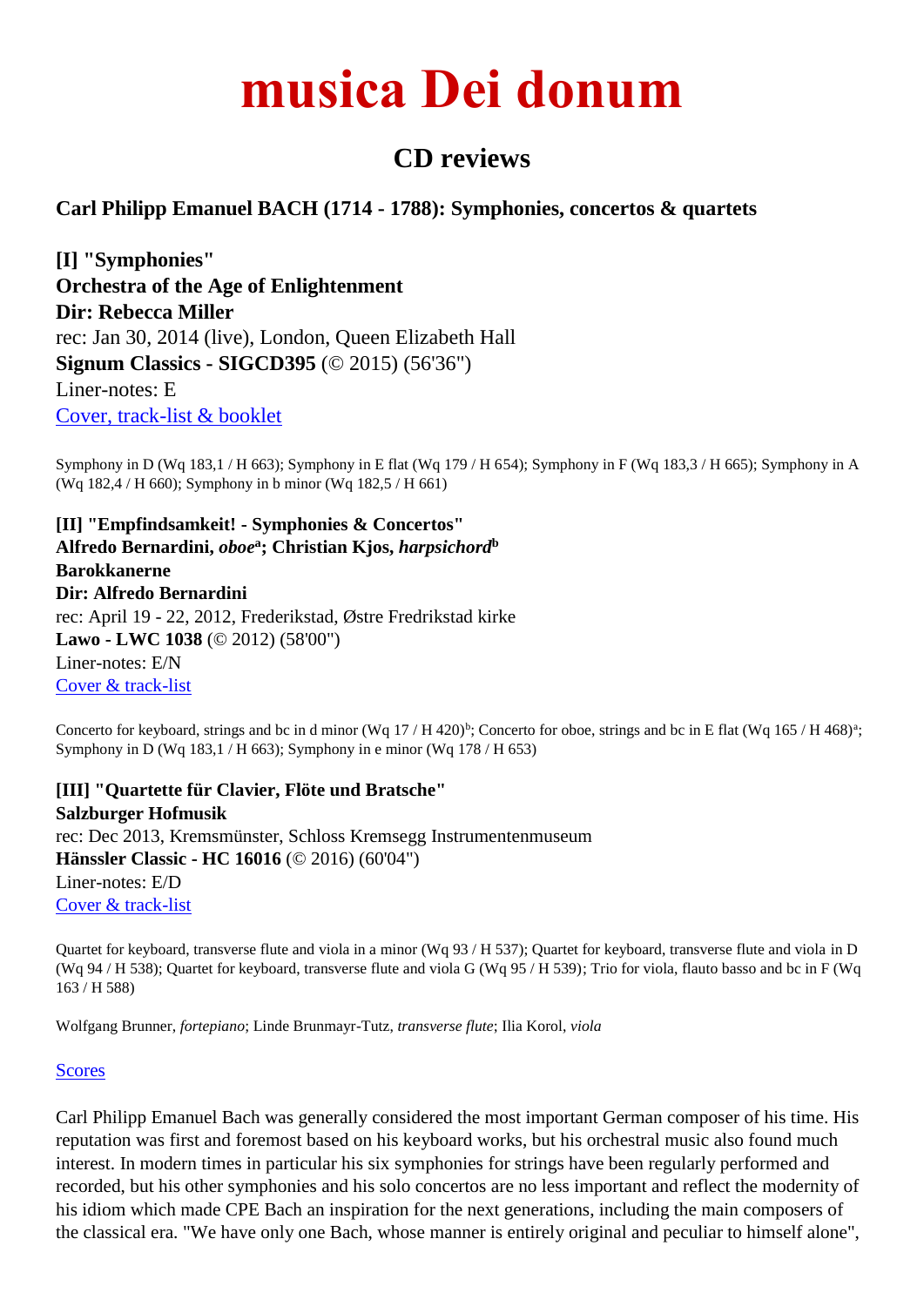# musica Dei donum

## CD reviews

### Carl Philipp Emanuel BACH (1714 - 1788): Symphonies, concertos & quartets

**[I] "Symphonies"**
**Orchestra of the Age of Enlightenment**
**Dir: Rebecca Miller**
rec: Jan 30, 2014 (live), London, Queen Elizabeth Hall
**Signum Classics - SIGCD395** (© 2015) (56'36")
Liner-notes: E
Cover, track-list & booklet

Symphony in D (Wq 183,1 / H 663); Symphony in E flat (Wq 179 / H 654); Symphony in F (Wq 183,3 / H 665); Symphony in A (Wq 182,4 / H 660); Symphony in b minor (Wq 182,5 / H 661)

**[II] "Empfindsamkeit! - Symphonies & Concertos"**
**Alfredo Bernardini, *oboe*[a]; Christian Kjos, *harpsichord*[b]**
**Barokkanerne**
**Dir: Alfredo Bernardini**
rec: April 19 - 22, 2012, Frederikstad, Østre Fredrikstad kirke
**Lawo - LWC 1038** (© 2012) (58'00")
Liner-notes: E/N
Cover & track-list

Concerto for keyboard, strings and bc in d minor (Wq 17 / H 420)[b]; Concerto for oboe, strings and bc in E flat (Wq 165 / H 468)[a]; Symphony in D (Wq 183,1 / H 663); Symphony in e minor (Wq 178 / H 653)

**[III] "Quartette für Clavier, Flöte und Bratsche"**
**Salzburger Hofmusik**
rec: Dec 2013, Kremsmünster, Schloss Kremsegg Instrumentenmuseum
**Hänssler Classic - HC 16016** (© 2016) (60'04")
Liner-notes: E/D
Cover & track-list

Quartet for keyboard, transverse flute and viola in a minor (Wq 93 / H 537); Quartet for keyboard, transverse flute and viola in D (Wq 94 / H 538); Quartet for keyboard, transverse flute and viola G (Wq 95 / H 539); Trio for viola, flauto basso and bc in F (Wq 163 / H 588)

Wolfgang Brunner, *fortepiano*; Linde Brunmayr-Tutz, *transverse flute*; Ilia Korol, *viola*

Scores

Carl Philipp Emanuel Bach was generally considered the most important German composer of his time. His reputation was first and foremost based on his keyboard works, but his orchestral music also found much interest. In modern times in particular his six symphonies for strings have been regularly performed and recorded, but his other symphonies and his solo concertos are no less important and reflect the modernity of his idiom which made CPE Bach an inspiration for the next generations, including the main composers of the classical era. "We have only one Bach, whose manner is entirely original and peculiar to himself alone",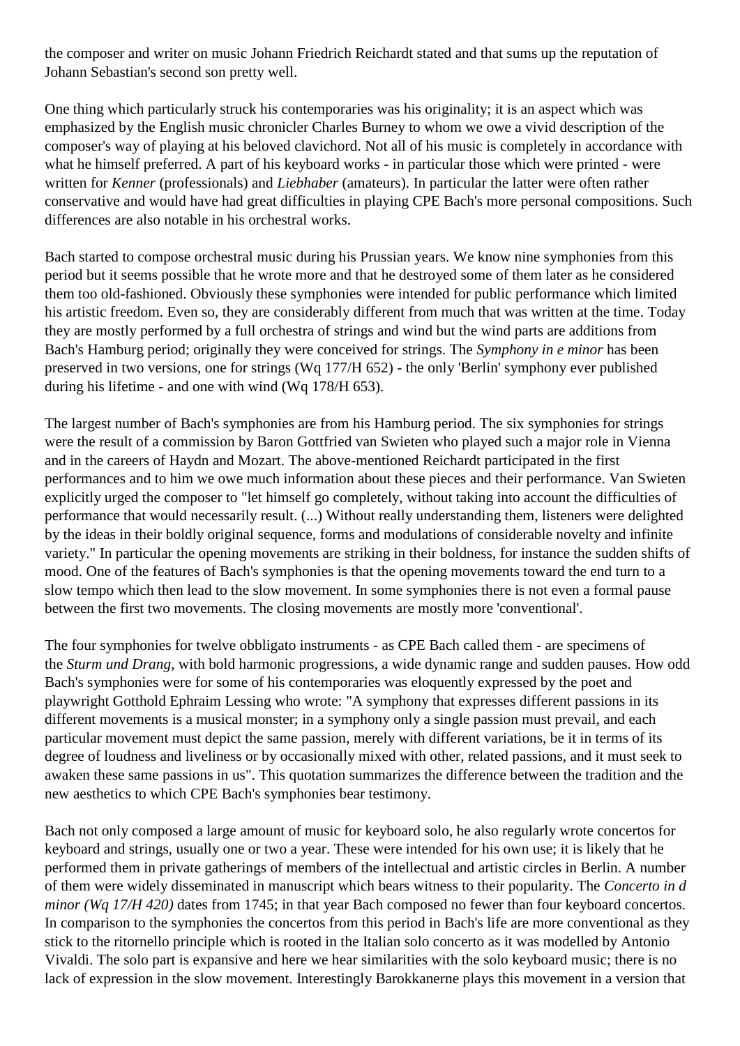the composer and writer on music Johann Friedrich Reichardt stated and that sums up the reputation of Johann Sebastian's second son pretty well.

One thing which particularly struck his contemporaries was his originality; it is an aspect which was emphasized by the English music chronicler Charles Burney to whom we owe a vivid description of the composer's way of playing at his beloved clavichord. Not all of his music is completely in accordance with what he himself preferred. A part of his keyboard works - in particular those which were printed - were written for *Kenner* (professionals) and *Liebhaber* (amateurs). In particular the latter were often rather conservative and would have had great difficulties in playing CPE Bach's more personal compositions. Such differences are also notable in his orchestral works.

Bach started to compose orchestral music during his Prussian years. We know nine symphonies from this period but it seems possible that he wrote more and that he destroyed some of them later as he considered them too old-fashioned. Obviously these symphonies were intended for public performance which limited his artistic freedom. Even so, they are considerably different from much that was written at the time. Today they are mostly performed by a full orchestra of strings and wind but the wind parts are additions from Bach's Hamburg period; originally they were conceived for strings. The *Symphony in e minor* has been preserved in two versions, one for strings (Wq 177/H 652) - the only 'Berlin' symphony ever published during his lifetime - and one with wind (Wq 178/H 653).

The largest number of Bach's symphonies are from his Hamburg period. The six symphonies for strings were the result of a commission by Baron Gottfried van Swieten who played such a major role in Vienna and in the careers of Haydn and Mozart. The above-mentioned Reichardt participated in the first performances and to him we owe much information about these pieces and their performance. Van Swieten explicitly urged the composer to "let himself go completely, without taking into account the difficulties of performance that would necessarily result. (...) Without really understanding them, listeners were delighted by the ideas in their boldly original sequence, forms and modulations of considerable novelty and infinite variety." In particular the opening movements are striking in their boldness, for instance the sudden shifts of mood. One of the features of Bach's symphonies is that the opening movements toward the end turn to a slow tempo which then lead to the slow movement. In some symphonies there is not even a formal pause between the first two movements. The closing movements are mostly more 'conventional'.

The four symphonies for twelve obbligato instruments - as CPE Bach called them - are specimens of the *Sturm und Drang*, with bold harmonic progressions, a wide dynamic range and sudden pauses. How odd Bach's symphonies were for some of his contemporaries was eloquently expressed by the poet and playwright Gotthold Ephraim Lessing who wrote: "A symphony that expresses different passions in its different movements is a musical monster; in a symphony only a single passion must prevail, and each particular movement must depict the same passion, merely with different variations, be it in terms of its degree of loudness and liveliness or by occasionally mixed with other, related passions, and it must seek to awaken these same passions in us". This quotation summarizes the difference between the tradition and the new aesthetics to which CPE Bach's symphonies bear testimony.

Bach not only composed a large amount of music for keyboard solo, he also regularly wrote concertos for keyboard and strings, usually one or two a year. These were intended for his own use; it is likely that he performed them in private gatherings of members of the intellectual and artistic circles in Berlin. A number of them were widely disseminated in manuscript which bears witness to their popularity. The *Concerto in d minor (Wq 17/H 420)* dates from 1745; in that year Bach composed no fewer than four keyboard concertos. In comparison to the symphonies the concertos from this period in Bach's life are more conventional as they stick to the ritornello principle which is rooted in the Italian solo concerto as it was modelled by Antonio Vivaldi. The solo part is expansive and here we hear similarities with the solo keyboard music; there is no lack of expression in the slow movement. Interestingly Barokkanerne plays this movement in a version that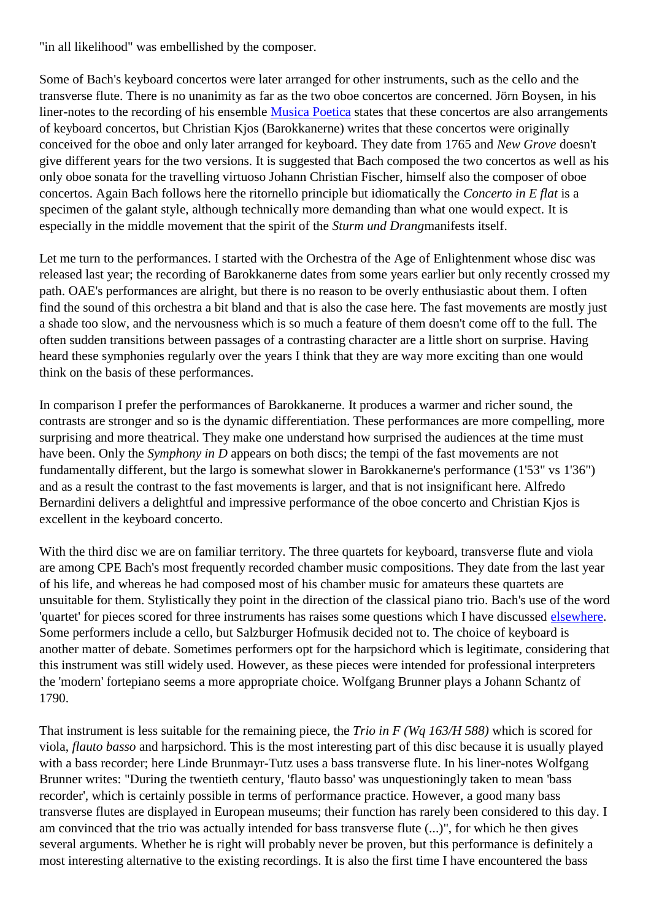"in all likelihood" was embellished by the composer.

Some of Bach's keyboard concertos were later arranged for other instruments, such as the cello and the transverse flute. There is no unanimity as far as the two oboe concertos are concerned. Jörn Boysen, in his liner-notes to the recording of his ensemble Musica Poetica states that these concertos are also arrangements of keyboard concertos, but Christian Kjos (Barokkanerne) writes that these concertos were originally conceived for the oboe and only later arranged for keyboard. They date from 1765 and *New Grove* doesn't give different years for the two versions. It is suggested that Bach composed the two concertos as well as his only oboe sonata for the travelling virtuoso Johann Christian Fischer, himself also the composer of oboe concertos. Again Bach follows here the ritornello principle but idiomatically the *Concerto in E flat* is a specimen of the galant style, although technically more demanding than what one would expect. It is especially in the middle movement that the spirit of the *Sturm und Drang*manifests itself.

Let me turn to the performances. I started with the Orchestra of the Age of Enlightenment whose disc was released last year; the recording of Barokkanerne dates from some years earlier but only recently crossed my path. OAE's performances are alright, but there is no reason to be overly enthusiastic about them. I often find the sound of this orchestra a bit bland and that is also the case here. The fast movements are mostly just a shade too slow, and the nervousness which is so much a feature of them doesn't come off to the full. The often sudden transitions between passages of a contrasting character are a little short on surprise. Having heard these symphonies regularly over the years I think that they are way more exciting than one would think on the basis of these performances.

In comparison I prefer the performances of Barokkanerne. It produces a warmer and richer sound, the contrasts are stronger and so is the dynamic differentiation. These performances are more compelling, more surprising and more theatrical. They make one understand how surprised the audiences at the time must have been. Only the *Symphony in D* appears on both discs; the tempi of the fast movements are not fundamentally different, but the largo is somewhat slower in Barokkanerne's performance (1'53" vs 1'36") and as a result the contrast to the fast movements is larger, and that is not insignificant here. Alfredo Bernardini delivers a delightful and impressive performance of the oboe concerto and Christian Kjos is excellent in the keyboard concerto.

With the third disc we are on familiar territory. The three quartets for keyboard, transverse flute and viola are among CPE Bach's most frequently recorded chamber music compositions. They date from the last year of his life, and whereas he had composed most of his chamber music for amateurs these quartets are unsuitable for them. Stylistically they point in the direction of the classical piano trio. Bach's use of the word 'quartet' for pieces scored for three instruments has raises some questions which I have discussed elsewhere. Some performers include a cello, but Salzburger Hofmusik decided not to. The choice of keyboard is another matter of debate. Sometimes performers opt for the harpsichord which is legitimate, considering that this instrument was still widely used. However, as these pieces were intended for professional interpreters the 'modern' fortepiano seems a more appropriate choice. Wolfgang Brunner plays a Johann Schantz of 1790.

That instrument is less suitable for the remaining piece, the *Trio in F (Wq 163/H 588)* which is scored for viola, *flauto basso* and harpsichord. This is the most interesting part of this disc because it is usually played with a bass recorder; here Linde Brunmayr-Tutz uses a bass transverse flute. In his liner-notes Wolfgang Brunner writes: "During the twentieth century, 'flauto basso' was unquestioningly taken to mean 'bass recorder', which is certainly possible in terms of performance practice. However, a good many bass transverse flutes are displayed in European museums; their function has rarely been considered to this day. I am convinced that the trio was actually intended for bass transverse flute (...)", for which he then gives several arguments. Whether he is right will probably never be proven, but this performance is definitely a most interesting alternative to the existing recordings. It is also the first time I have encountered the bass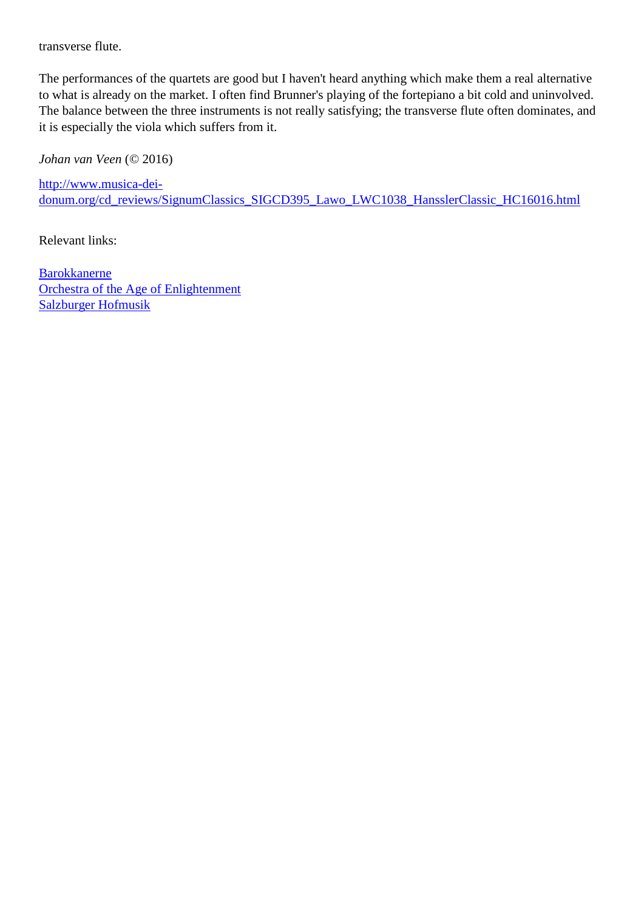transverse flute.

The performances of the quartets are good but I haven't heard anything which make them a real alternative to what is already on the market. I often find Brunner's playing of the fortepiano a bit cold and uninvolved. The balance between the three instruments is not really satisfying; the transverse flute often dominates, and it is especially the viola which suffers from it.

*Johan van Veen* (© 2016)

http://www.musica-dei-donum.org/cd_reviews/SignumClassics_SIGCD395_Lawo_LWC1038_HansslerClassic_HC16016.html

Relevant links:

Barokkanerne
Orchestra of the Age of Enlightenment
Salzburger Hofmusik